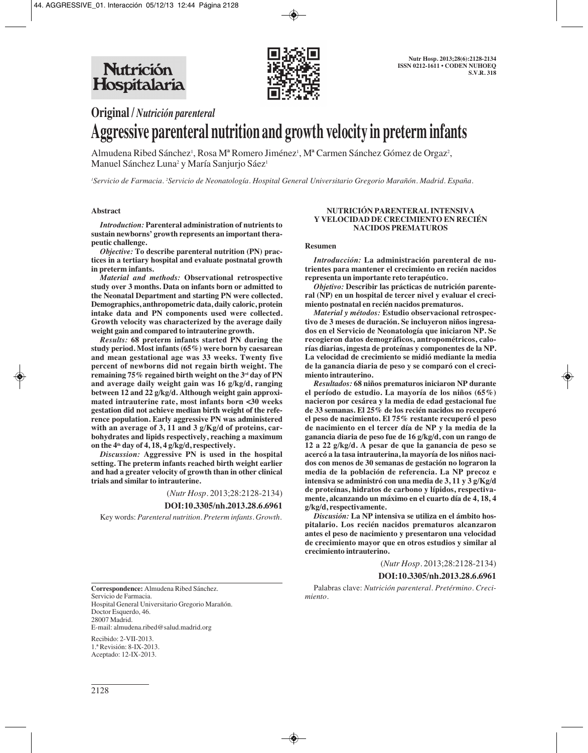**Original** / *Nutrición parenteral*

# Aggressive parenteral nutrition and growth velocity in preterm infants

Almudena Ribed Sánchez[1], Rosa Mª Romero Jiménez[1], Mª Carmen Sánchez Gómez de Orgaz[2], Manuel Sánchez Luna[2] y María Sanjurjo Sáez[1]

*[1]Servicio de Farmacia. [2]Servicio de Neonatología. Hospital General Universitario Gregorio Marañón. Madrid. España.*

## Abstract

***Introduction:*** **Parenteral administration of nutrients to sustain newborns' growth represents an important therapeutic challenge.**

***Objective:*** **To describe parenteral nutrition (PN) practices in a tertiary hospital and evaluate postnatal growth in preterm infants.**

***Material and methods:*** **Observational retrospective study over 3 months. Data on infants born or admitted to the Neonatal Department and starting PN were collected. Demographics, anthropometric data, daily caloric, protein intake data and PN components used were collected. Growth velocity was characterized by the average daily weight gain and compared to intrauterine growth.**

***Results:*** **68 preterm infants started PN during the study period. Most infants (65%) were born by caesarean and mean gestational age was 33 weeks. Twenty five percent of newborns did not regain birth weight. The remaining 75% regained birth weight on the 3rd day of PN and average daily weight gain was 16 g/kg/d, ranging between 12 and 22 g/kg/d. Although weight gain approximated intrauterine rate, most infants born <30 weeks gestation did not achieve median birth weight of the reference population. Early aggressive PN was administered with an average of 3, 11 and 3 g/Kg/d of proteins, carbohydrates and lipids respectively, reaching a maximum on the 4th day of 4, 18, 4 g/kg/d, respectively.**

***Discussion:*** **Aggressive PN is used in the hospital setting. The preterm infants reached birth weight earlier and had a greater velocity of growth than in other clinical trials and similar to intrauterine.**

(*Nutr Hosp.* 2013;28:2128-2134)

**DOI:10.3305/nh.2013.28.6.6961**

Key words: *Parenteral nutrition. Preterm infants. Growth.*

## NUTRICIÓN PARENTERAL INTENSIVA Y VELOCIDAD DE CRECIMIENTO EN RECIÉN NACIDOS PREMATUROS

### Resumen

***Introducción:*** **La administración parenteral de nutrientes para mantener el crecimiento en recién nacidos representa un importante reto terapéutico.**

***Objetivo:*** **Describir las prácticas de nutrición parenteral (NP) en un hospital de tercer nivel y evaluar el crecimiento postnatal en recién nacidos prematuros.**

***Material y métodos:*** **Estudio observacional retrospectivo de 3 meses de duración. Se incluyeron niños ingresados en el Servicio de Neonatología que iniciaron NP. Se recogieron datos demográficos, antropométricos, calorías diarias, ingesta de proteínas y componentes de la NP. La velocidad de crecimiento se midió mediante la media de la ganancia diaria de peso y se comparó con el crecimiento intrauterino.**

***Resultados:*** **68 niños prematuros iniciaron NP durante el período de estudio. La mayoría de los niños (65%) nacieron por cesárea y la media de edad gestacional fue de 33 semanas. El 25% de los recién nacidos no recuperó el peso de nacimiento. El 75% restante recuperó el peso de nacimiento en el tercer día de NP y la media de la ganancia diaria de peso fue de 16 g/kg/d, con un rango de 12 a 22 g/kg/d. A pesar de que la ganancia de peso se acercó a la tasa intrauterina, la mayoría de los niños nacidos con menos de 30 semanas de gestación no lograron la media de la población de referencia. La NP precoz e intensiva se administró con una media de 3, 11 y 3 g/Kg/d de proteínas, hidratos de carbono y lípidos, respectivamente, alcanzando un máximo en el cuarto día de 4, 18, 4 g/kg/d, respectivamente.**

***Discusión:*** **La NP intensiva se utiliza en el ámbito hospitalario. Los recién nacidos prematuros alcanzaron antes el peso de nacimiento y presentaron una velocidad de crecimiento mayor que en otros estudios y similar al crecimiento intrauterino.**

(*Nutr Hosp.* 2013;28:2128-2134)

**DOI:10.3305/nh.2013.28.6.6961**

Palabras clave: *Nutrición parenteral. Pretérmino. Crecimiento.*

---

**Correspondence:** Almudena Ribed Sánchez.
Servicio de Farmacia.
Hospital General Universitario Gregorio Marañón.
Doctor Esquerdo, 46.
28007 Madrid.
E-mail: almudena.ribed@salud.madrid.org

Recibido: 2-VII-2013.
1.ª Revisión: 8-IX-2013.
Aceptado: 12-IX-2013.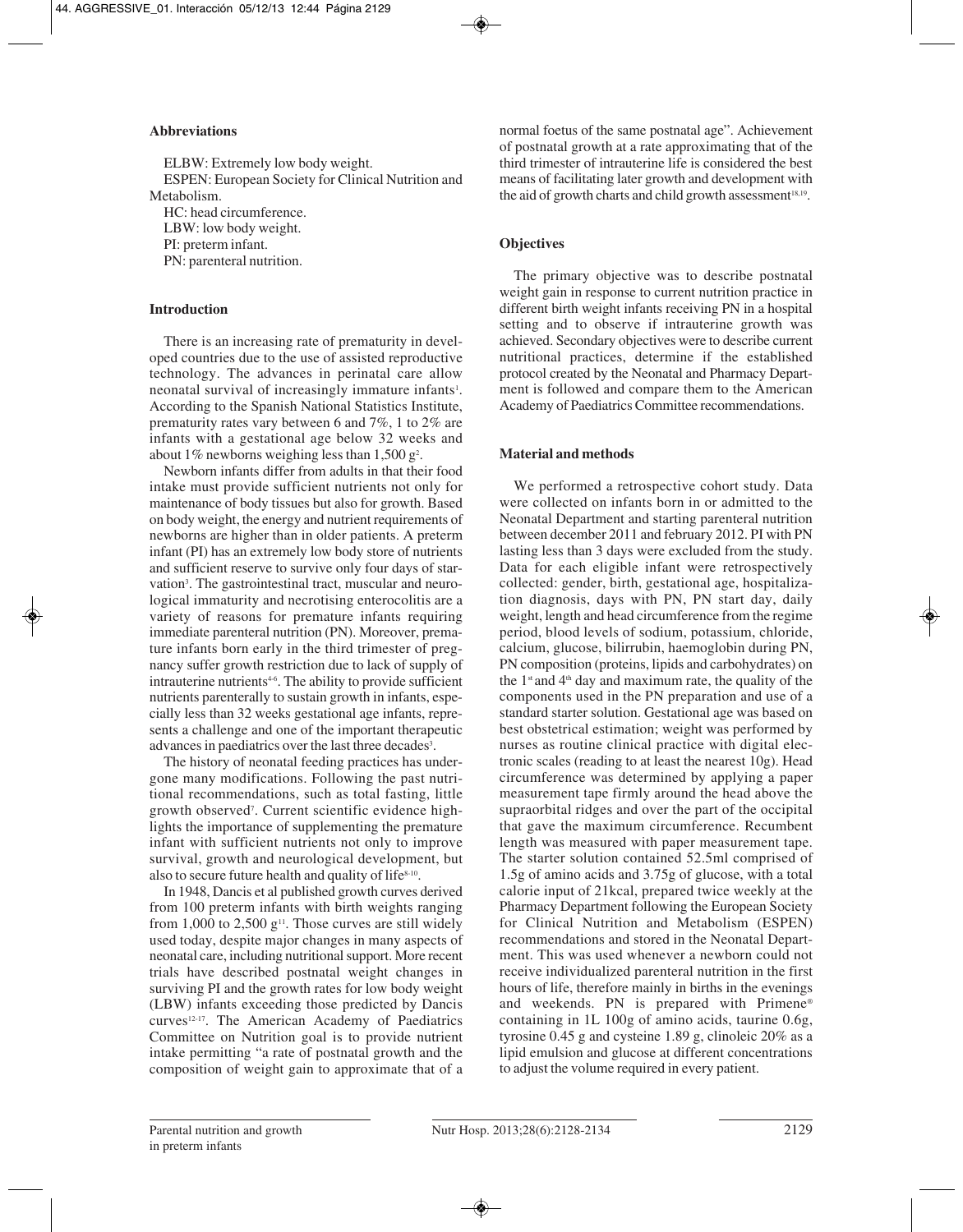## Abbreviations

ELBW: Extremely low body weight.

ESPEN: European Society for Clinical Nutrition and Metabolism.

HC: head circumference.

LBW: low body weight.

PI: preterm infant.

PN: parenteral nutrition.

## Introduction

There is an increasing rate of prematurity in developed countries due to the use of assisted reproductive technology. The advances in perinatal care allow neonatal survival of increasingly immature infants[1]. According to the Spanish National Statistics Institute, prematurity rates vary between 6 and 7%, 1 to 2% are infants with a gestational age below 32 weeks and about 1% newborns weighing less than 1,500 g[2].

Newborn infants differ from adults in that their food intake must provide sufficient nutrients not only for maintenance of body tissues but also for growth. Based on body weight, the energy and nutrient requirements of newborns are higher than in older patients. A preterm infant (PI) has an extremely low body store of nutrients and sufficient reserve to survive only four days of starvation[3]. The gastrointestinal tract, muscular and neurological immaturity and necrotising enterocolitis are a variety of reasons for premature infants requiring immediate parenteral nutrition (PN). Moreover, premature infants born early in the third trimester of pregnancy suffer growth restriction due to lack of supply of intrauterine nutrients[4-6]. The ability to provide sufficient nutrients parenterally to sustain growth in infants, especially less than 32 weeks gestational age infants, represents a challenge and one of the important therapeutic advances in paediatrics over the last three decades[3].

The history of neonatal feeding practices has undergone many modifications. Following the past nutritional recommendations, such as total fasting, little growth observed[7]. Current scientific evidence highlights the importance of supplementing the premature infant with sufficient nutrients not only to improve survival, growth and neurological development, but also to secure future health and quality of life[8-10].

In 1948, Dancis et al published growth curves derived from 100 preterm infants with birth weights ranging from 1,000 to 2,500 g[11]. Those curves are still widely used today, despite major changes in many aspects of neonatal care, including nutritional support. More recent trials have described postnatal weight changes in surviving PI and the growth rates for low body weight (LBW) infants exceeding those predicted by Dancis curves[12-17]. The American Academy of Paediatrics Committee on Nutrition goal is to provide nutrient intake permitting "a rate of postnatal growth and the composition of weight gain to approximate that of a normal foetus of the same postnatal age". Achievement of postnatal growth at a rate approximating that of the third trimester of intrauterine life is considered the best means of facilitating later growth and development with the aid of growth charts and child growth assessment[18,19].

## Objectives

The primary objective was to describe postnatal weight gain in response to current nutrition practice in different birth weight infants receiving PN in a hospital setting and to observe if intrauterine growth was achieved. Secondary objectives were to describe current nutritional practices, determine if the established protocol created by the Neonatal and Pharmacy Department is followed and compare them to the American Academy of Paediatrics Committee recommendations.

## Material and methods

We performed a retrospective cohort study. Data were collected on infants born in or admitted to the Neonatal Department and starting parenteral nutrition between december 2011 and february 2012. PI with PN lasting less than 3 days were excluded from the study. Data for each eligible infant were retrospectively collected: gender, birth, gestational age, hospitalization diagnosis, days with PN, PN start day, daily weight, length and head circumference from the regime period, blood levels of sodium, potassium, chloride, calcium, glucose, bilirrubin, haemoglobin during PN, PN composition (proteins, lipids and carbohydrates) on the 1st and 4th day and maximum rate, the quality of the components used in the PN preparation and use of a standard starter solution. Gestational age was based on best obstetrical estimation; weight was performed by nurses as routine clinical practice with digital electronic scales (reading to at least the nearest 10g). Head circumference was determined by applying a paper measurement tape firmly around the head above the supraorbital ridges and over the part of the occipital that gave the maximum circumference. Recumbent length was measured with paper measurement tape. The starter solution contained 52.5ml comprised of 1.5g of amino acids and 3.75g of glucose, with a total calorie input of 21kcal, prepared twice weekly at the Pharmacy Department following the European Society for Clinical Nutrition and Metabolism (ESPEN) recommendations and stored in the Neonatal Department. This was used whenever a newborn could not receive individualized parenteral nutrition in the first hours of life, therefore mainly in births in the evenings and weekends. PN is prepared with Primene® containing in 1L 100g of amino acids, taurine 0.6g, tyrosine 0.45 g and cysteine 1.89 g, clinoleic 20% as a lipid emulsion and glucose at different concentrations to adjust the volume required in every patient.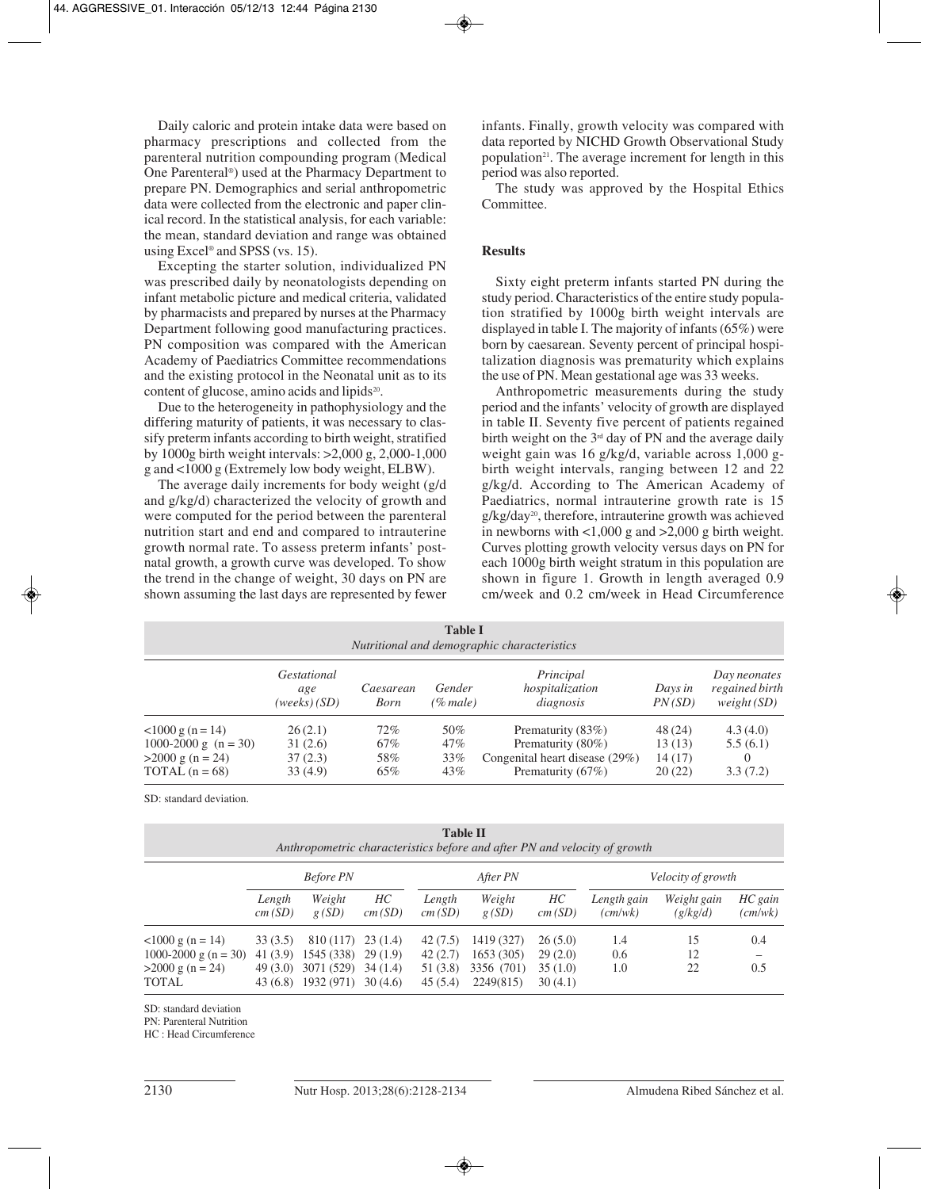Daily caloric and protein intake data were based on pharmacy prescriptions and collected from the parenteral nutrition compounding program (Medical One Parenteral®) used at the Pharmacy Department to prepare PN. Demographics and serial anthropometric data were collected from the electronic and paper clinical record. In the statistical analysis, for each variable: the mean, standard deviation and range was obtained using Excel® and SPSS (vs. 15).

Excepting the starter solution, individualized PN was prescribed daily by neonatologists depending on infant metabolic picture and medical criteria, validated by pharmacists and prepared by nurses at the Pharmacy Department following good manufacturing practices. PN composition was compared with the American Academy of Paediatrics Committee recommendations and the existing protocol in the Neonatal unit as to its content of glucose, amino acids and lipids[20].

Due to the heterogeneity in pathophysiology and the differing maturity of patients, it was necessary to classify preterm infants according to birth weight, stratified by 1000g birth weight intervals: >2,000 g, 2,000-1,000 g and <1000 g (Extremely low body weight, ELBW).

The average daily increments for body weight (g/d and g/kg/d) characterized the velocity of growth and were computed for the period between the parenteral nutrition start and end and compared to intrauterine growth normal rate. To assess preterm infants' postnatal growth, a growth curve was developed. To show the trend in the change of weight, 30 days on PN are shown assuming the last days are represented by fewer infants. Finally, growth velocity was compared with data reported by NICHD Growth Observational Study population[21]. The average increment for length in this period was also reported.

The study was approved by the Hospital Ethics Committee.

## Results

Sixty eight preterm infants started PN during the study period. Characteristics of the entire study population stratified by 1000g birth weight intervals are displayed in table I. The majority of infants (65%) were born by caesarean. Seventy percent of principal hospitalization diagnosis was prematurity which explains the use of PN. Mean gestational age was 33 weeks.

Anthropometric measurements during the study period and the infants' velocity of growth are displayed in table II. Seventy five percent of patients regained birth weight on the 3rd day of PN and the average daily weight gain was 16 g/kg/d, variable across 1,000 g-birth weight intervals, ranging between 12 and 22 g/kg/d. According to The American Academy of Paediatrics, normal intrauterine growth rate is 15 g/kg/day[20], therefore, intrauterine growth was achieved in newborns with <1,000 g and >2,000 g birth weight. Curves plotting growth velocity versus days on PN for each 1000g birth weight stratum in this population are shown in figure 1. Growth in length averaged 0.9 cm/week and 0.2 cm/week in Head Circumference

**Table I**
*Nutritional and demographic characteristics*

| | *Gestational age (weeks) (SD)* | *Caesarean Born* | *Gender (% male)* | *Principal hospitalization diagnosis* | *Days in PN (SD)* | *Day neonates regained birth weight (SD)* |
|---|---|---|---|---|---|---|
| <1000 g (n = 14) | 26 (2.1) | 72% | 50% | Prematurity (83%) | 48 (24) | 4.3 (4.0) |
| 1000-2000 g (n = 30) | 31 (2.6) | 67% | 47% | Prematurity (80%) | 13 (13) | 5.5 (6.1) |
| >2000 g (n = 24) | 37 (2.3) | 58% | 33% | Congenital heart disease (29%) | 14 (17) | 0 |
| TOTAL (n = 68) | 33 (4.9) | 65% | 43% | Prematurity (67%) | 20 (22) | 3.3 (7.2) |

SD: standard deviation.

**Table II**
*Anthropometric characteristics before and after PN and velocity of growth*

| | *Before PN* | | | *After PN* | | | *Velocity of growth* | | |
|---|---|---|---|---|---|---|---|---|---|
| | *Length cm (SD)* | *Weight g (SD)* | *HC cm (SD)* | *Length cm (SD)* | *Weight g (SD)* | *HC cm (SD)* | *Length gain (cm/wk)* | *Weight gain (g/kg/d)* | *HC gain (cm/wk)* |
| <1000 g (n = 14) | 33 (3.5) | 810 (117) | 23 (1.4) | 42 (7.5) | 1419 (327) | 26 (5.0) | 1.4 | 15 | 0.4 |
| 1000-2000 g (n = 30) | 41 (3.9) | 1545 (338) | 29 (1.9) | 42 (2.7) | 1653 (305) | 29 (2.0) | 0.6 | 12 | – |
| >2000 g (n = 24) | 49 (3.0) | 3071 (529) | 34 (1.4) | 51 (3.8) | 3356 (701) | 35 (1.0) | 1.0 | 22 | 0.5 |
| TOTAL | 43 (6.8) | 1932 (971) | 30 (4.6) | 45 (5.4) | 2249(815) | 30 (4.1) | | | |

SD: standard deviation
PN: Parenteral Nutrition
HC : Head Circumference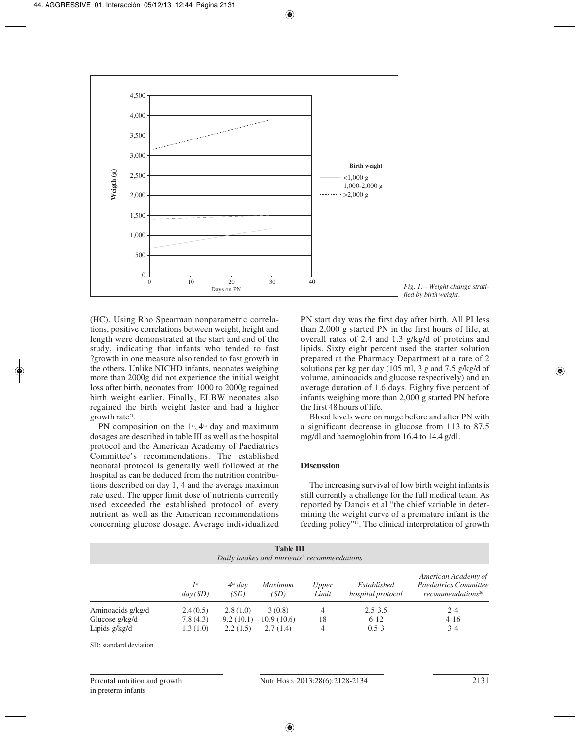Fig. 1.—Weight change stratified by birth weight.

(HC). Using Rho Spearman nonparametric correlations, positive correlations between weight, height and length were demonstrated at the start and end of the study, indicating that infants who tended to fast ?growth in one measure also tended to fast growth in the others. Unlike NICHD infants, neonates weighing more than 2000g did not experience the initial weight loss after birth, neonates from 1000 to 2000g regained birth weight earlier. Finally, ELBW neonates also regained the birth weight faster and had a higher growth rate[21].

PN composition on the 1st, 4th day and maximum dosages are described in table III as well as the hospital protocol and the American Academy of Paediatrics Committee's recommendations. The established neonatal protocol is generally well followed at the hospital as can be deduced from the nutrition contributions described on day 1, 4 and the average maximun rate used. The upper limit dose of nutrients currently used exceeded the established protocol of every nutrient as well as the American recommendations concerning glucose dosage. Average individualized PN start day was the first day after birth. All PI less than 2,000 g started PN in the first hours of life, at overall rates of 2.4 and 1.3 g/kg/d of proteins and lipids. Sixty eight percent used the starter solution prepared at the Pharmacy Department at a rate of 2 solutions per kg per day (105 ml, 3 g and 7.5 g/kg/d of volume, aminoacids and glucose respectively) and an average duration of 1.6 days. Eighty five percent of infants weighing more than 2,000 g started PN before the first 48 hours of life.

Blood levels were on range before and after PN with a significant decrease in glucose from 113 to 87.5 mg/dl and haemoglobin from 16.4 to 14.4 g/dl.

## Discussion

The increasing survival of low birth weight infants is still currently a challenge for the full medical team. As reported by Dancis et al "the chief variable in determining the weight curve of a premature infant is the feeding policy"[11]. The clinical interpretation of growth

**Table III**
*Daily intakes and nutrients' recommendations*

| | 1st day (SD) | 4th day (SD) | Maximum (SD) | Upper Limit | Established hospital protocol | American Academy of Paediatrics Committee recommendations[20] |
|---|---|---|---|---|---|---|
| Aminoacids g/kg/d | 2.4 (0.5) | 2.8 (1.0) | 3 (0.8) | 4 | 2.5-3.5 | 2-4 |
| Glucose g/kg/d | 7.8 (4.3) | 9.2 (10.1) | 10.9 (10.6) | 18 | 6-12 | 4-16 |
| Lipids g/kg/d | 1.3 (1.0) | 2.2 (1.5) | 2.7 (1.4) | 4 | 0.5-3 | 3-4 |

SD: standard deviation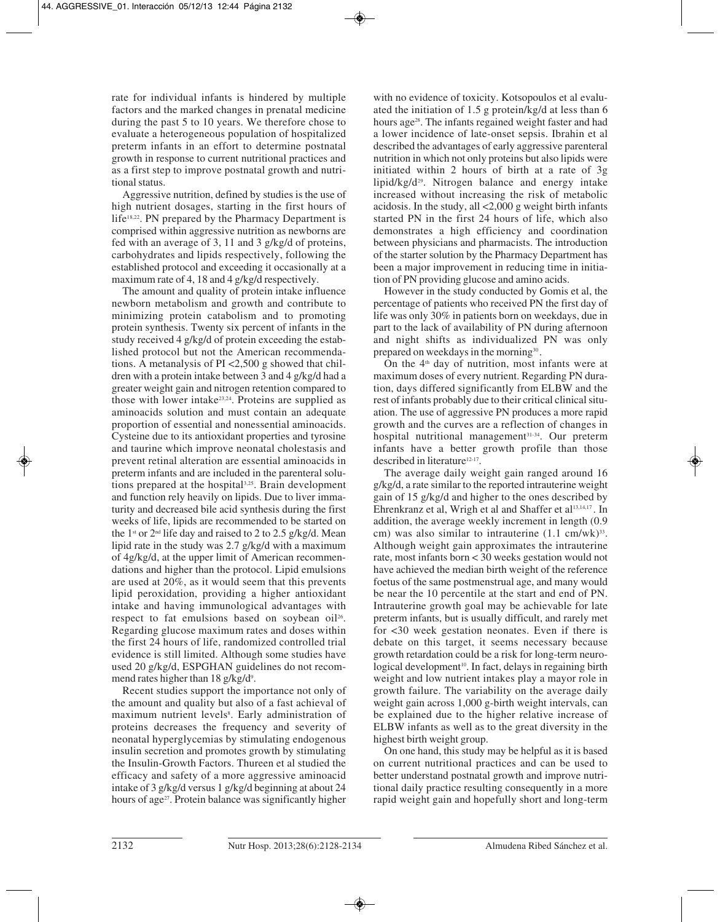rate for individual infants is hindered by multiple factors and the marked changes in prenatal medicine during the past 5 to 10 years. We therefore chose to evaluate a heterogeneous population of hospitalized preterm infants in an effort to determine postnatal growth in response to current nutritional practices and as a first step to improve postnatal growth and nutritional status.

Aggressive nutrition, defined by studies is the use of high nutrient dosages, starting in the first hours of life[18,22]. PN prepared by the Pharmacy Department is comprised within aggressive nutrition as newborns are fed with an average of 3, 11 and 3 g/kg/d of proteins, carbohydrates and lipids respectively, following the established protocol and exceeding it occasionally at a maximum rate of 4, 18 and 4 g/kg/d respectively.

The amount and quality of protein intake influence newborn metabolism and growth and contribute to minimizing protein catabolism and to promoting protein synthesis. Twenty six percent of infants in the study received 4 g/kg/d of protein exceeding the established protocol but not the American recommendations. A metanalysis of PI <2,500 g showed that children with a protein intake between 3 and 4 g/kg/d had a greater weight gain and nitrogen retention compared to those with lower intake[23,24]. Proteins are supplied as aminoacids solution and must contain an adequate proportion of essential and nonessential aminoacids. Cysteine due to its antioxidant properties and tyrosine and taurine which improve neonatal cholestasis and prevent retinal alteration are essential aminoacids in preterm infants and are included in the parenteral solutions prepared at the hospital[3,25]. Brain development and function rely heavily on lipids. Due to liver immaturity and decreased bile acid synthesis during the first weeks of life, lipids are recommended to be started on the 1st or 2nd life day and raised to 2 to 2.5 g/kg/d. Mean lipid rate in the study was 2.7 g/kg/d with a maximum of 4g/kg/d, at the upper limit of American recommendations and higher than the protocol. Lipid emulsions are used at 20%, as it would seem that this prevents lipid peroxidation, providing a higher antioxidant intake and having immunological advantages with respect to fat emulsions based on soybean oil[26]. Regarding glucose maximum rates and doses within the first 24 hours of life, randomized controlled trial evidence is still limited. Although some studies have used 20 g/kg/d, ESPGHAN guidelines do not recommend rates higher than 18 g/kg/d[9].

Recent studies support the importance not only of the amount and quality but also of a fast achieval of maximum nutrient levels[8]. Early administration of proteins decreases the frequency and severity of neonatal hyperglycemias by stimulating endogenous insulin secretion and promotes growth by stimulating the Insulin-Growth Factors. Thureen et al studied the efficacy and safety of a more aggressive aminoacid intake of 3 g/kg/d versus 1 g/kg/d beginning at about 24 hours of age[27]. Protein balance was significantly higher with no evidence of toxicity. Kotsopoulos et al evaluated the initiation of 1.5 g protein/kg/d at less than 6 hours age[28]. The infants regained weight faster and had a lower incidence of late-onset sepsis. Ibrahin et al described the advantages of early aggressive parenteral nutrition in which not only proteins but also lipids were initiated within 2 hours of birth at a rate of 3g lipid/kg/d[29]. Nitrogen balance and energy intake increased without increasing the risk of metabolic acidosis. In the study, all <2,000 g weight birth infants started PN in the first 24 hours of life, which also demonstrates a high efficiency and coordination between physicians and pharmacists. The introduction of the starter solution by the Pharmacy Department has been a major improvement in reducing time in initiation of PN providing glucose and amino acids.

However in the study conducted by Gomis et al, the percentage of patients who received PN the first day of life was only 30% in patients born on weekdays, due in part to the lack of availability of PN during afternoon and night shifts as individualized PN was only prepared on weekdays in the morning[30].

On the 4th day of nutrition, most infants were at maximum doses of every nutrient. Regarding PN duration, days differed significantly from ELBW and the rest of infants probably due to their critical clinical situation. The use of aggressive PN produces a more rapid growth and the curves are a reflection of changes in hospital nutritional management[31-34]. Our preterm infants have a better growth profile than those described in literature[12-17].

The average daily weight gain ranged around 16 g/kg/d, a rate similar to the reported intrauterine weight gain of 15 g/kg/d and higher to the ones described by Ehrenkranz et al, Wrigh et al and Shaffer et al[13,14,17]. In addition, the average weekly increment in length (0.9 cm) was also similar to intrauterine (1.1 cm/wk)[33]. Although weight gain approximates the intrauterine rate, most infants born < 30 weeks gestation would not have achieved the median birth weight of the reference foetus of the same postmenstrual age, and many would be near the 10 percentile at the start and end of PN. Intrauterine growth goal may be achievable for late preterm infants, but is usually difficult, and rarely met for <30 week gestation neonates. Even if there is debate on this target, it seems necessary because growth retardation could be a risk for long-term neurological development[10]. In fact, delays in regaining birth weight and low nutrient intakes play a mayor role in growth failure. The variability on the average daily weight gain across 1,000 g-birth weight intervals, can be explained due to the higher relative increase of ELBW infants as well as to the great diversity in the highest birth weight group.

On one hand, this study may be helpful as it is based on current nutritional practices and can be used to better understand postnatal growth and improve nutritional daily practice resulting consequently in a more rapid weight gain and hopefully short and long-term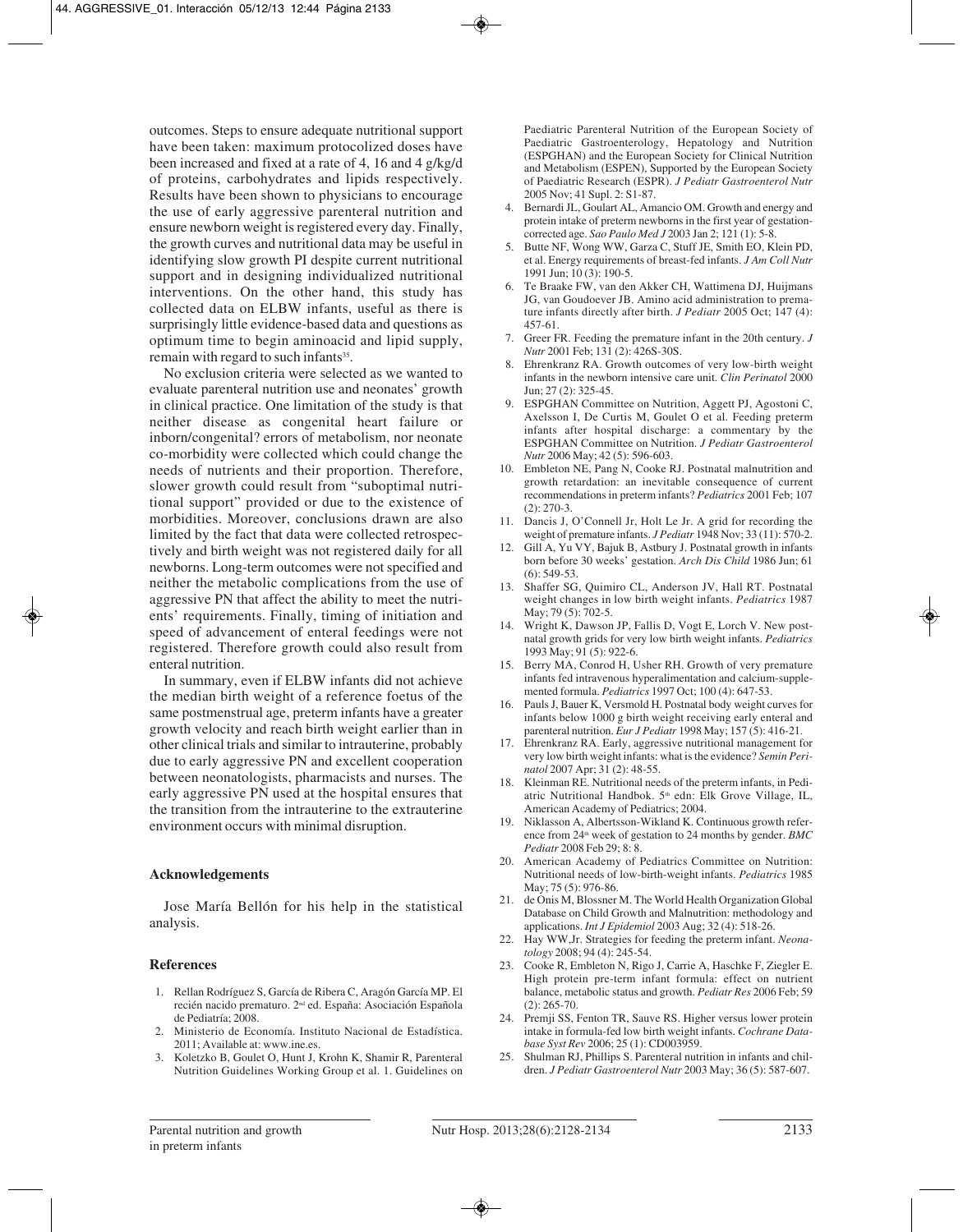outcomes. Steps to ensure adequate nutritional support have been taken: maximum protocolized doses have been increased and fixed at a rate of 4, 16 and 4 g/kg/d of proteins, carbohydrates and lipids respectively. Results have been shown to physicians to encourage the use of early aggressive parenteral nutrition and ensure newborn weight is registered every day. Finally, the growth curves and nutritional data may be useful in identifying slow growth PI despite current nutritional support and in designing individualized nutritional interventions. On the other hand, this study has collected data on ELBW infants, useful as there is surprisingly little evidence-based data and questions as optimum time to begin aminoacid and lipid supply, remain with regard to such infants[35].

No exclusion criteria were selected as we wanted to evaluate parenteral nutrition use and neonates' growth in clinical practice. One limitation of the study is that neither disease as congenital heart failure or inborn/congenital? errors of metabolism, nor neonate co-morbidity were collected which could change the needs of nutrients and their proportion. Therefore, slower growth could result from "suboptimal nutritional support" provided or due to the existence of morbidities. Moreover, conclusions drawn are also limited by the fact that data were collected retrospectively and birth weight was not registered daily for all newborns. Long-term outcomes were not specified and neither the metabolic complications from the use of aggressive PN that affect the ability to meet the nutrients' requirements. Finally, timing of initiation and speed of advancement of enteral feedings were not registered. Therefore growth could also result from enteral nutrition.

In summary, even if ELBW infants did not achieve the median birth weight of a reference foetus of the same postmenstrual age, preterm infants have a greater growth velocity and reach birth weight earlier than in other clinical trials and similar to intrauterine, probably due to early aggressive PN and excellent cooperation between neonatologists, pharmacists and nurses. The early aggressive PN used at the hospital ensures that the transition from the intrauterine to the extrauterine environment occurs with minimal disruption.

### Acknowledgements

Jose María Bellón for his help in the statistical analysis.

### References

1. Rellan Rodríguez S, García de Ribera C, Aragón García MP. El recién nacido prematuro. 2nd ed. España: Asociación Española de Pediatría; 2008.
2. Ministerio de Economía. Instituto Nacional de Estadística. 2011; Available at: www.ine.es.
3. Koletzko B, Goulet O, Hunt J, Krohn K, Shamir R, Parenteral Nutrition Guidelines Working Group et al. 1. Guidelines on Paediatric Parenteral Nutrition of the European Society of Paediatric Gastroenterology, Hepatology and Nutrition (ESPGHAN) and the European Society for Clinical Nutrition and Metabolism (ESPEN), Supported by the European Society of Paediatric Research (ESPR). *J Pediatr Gastroenterol Nutr* 2005 Nov; 41 Supl. 2: S1-87.
4. Bernardi JL, Goulart AL, Amancio OM. Growth and energy and protein intake of preterm newborns in the first year of gestation-corrected age. *Sao Paulo Med J* 2003 Jan 2; 121 (1): 5-8.
5. Butte NF, Wong WW, Garza C, Stuff JE, Smith EO, Klein PD, et al. Energy requirements of breast-fed infants. *J Am Coll Nutr* 1991 Jun; 10 (3): 190-5.
6. Te Braake FW, van den Akker CH, Wattimena DJ, Huijmans JG, van Goudoever JB. Amino acid administration to premature infants directly after birth. *J Pediatr* 2005 Oct; 147 (4): 457-61.
7. Greer FR. Feeding the premature infant in the 20th century. *J Nutr* 2001 Feb; 131 (2): 426S-30S.
8. Ehrenkranz RA. Growth outcomes of very low-birth weight infants in the newborn intensive care unit. *Clin Perinatol* 2000 Jun; 27 (2): 325-45.
9. ESPGHAN Committee on Nutrition, Aggett PJ, Agostoni C, Axelsson I, De Curtis M, Goulet O et al. Feeding preterm infants after hospital discharge: a commentary by the ESPGHAN Committee on Nutrition. *J Pediatr Gastroenterol Nutr* 2006 May; 42 (5): 596-603.
10. Embleton NE, Pang N, Cooke RJ. Postnatal malnutrition and growth retardation: an inevitable consequence of current recommendations in preterm infants? *Pediatrics* 2001 Feb; 107 (2): 270-3.
11. Dancis J, O'Connell Jr, Holt Le Jr. A grid for recording the weight of premature infants. *J Pediatr* 1948 Nov; 33 (11): 570-2.
12. Gill A, Yu VY, Bajuk B, Astbury J. Postnatal growth in infants born before 30 weeks' gestation. *Arch Dis Child* 1986 Jun; 61 (6): 549-53.
13. Shaffer SG, Quimiro CL, Anderson JV, Hall RT. Postnatal weight changes in low birth weight infants. *Pediatrics* 1987 May; 79 (5): 702-5.
14. Wright K, Dawson JP, Fallis D, Vogt E, Lorch V. New postnatal growth grids for very low birth weight infants. *Pediatrics* 1993 May; 91 (5): 922-6.
15. Berry MA, Conrod H, Usher RH. Growth of very premature infants fed intravenous hyperalimentation and calcium-supplemented formula. *Pediatrics* 1997 Oct; 100 (4): 647-53.
16. Pauls J, Bauer K, Versmold H. Postnatal body weight curves for infants below 1000 g birth weight receiving early enteral and parenteral nutrition. *Eur J Pediatr* 1998 May; 157 (5): 416-21.
17. Ehrenkranz RA. Early, aggressive nutritional management for very low birth weight infants: what is the evidence? *Semin Perinatol* 2007 Apr; 31 (2): 48-55.
18. Kleinman RE. Nutritional needs of the preterm infants, in Pediatric Nutritional Handbok. 5th edn: Elk Grove Village, IL, American Academy of Pediatrics; 2004.
19. Niklasson A, Albertsson-Wikland K. Continuous growth reference from 24th week of gestation to 24 months by gender. *BMC Pediatr* 2008 Feb 29; 8: 8.
20. American Academy of Pediatrics Committee on Nutrition: Nutritional needs of low-birth-weight infants. *Pediatrics* 1985 May; 75 (5): 976-86.
21. de Onis M, Blossner M. The World Health Organization Global Database on Child Growth and Malnutrition: methodology and applications. *Int J Epidemiol* 2003 Aug; 32 (4): 518-26.
22. Hay WW,Jr. Strategies for feeding the preterm infant. *Neonatology* 2008; 94 (4): 245-54.
23. Cooke R, Embleton N, Rigo J, Carrie A, Haschke F, Ziegler E. High protein pre-term infant formula: effect on nutrient balance, metabolic status and growth. *Pediatr Res* 2006 Feb; 59 (2): 265-70.
24. Premji SS, Fenton TR, Sauve RS. Higher versus lower protein intake in formula-fed low birth weight infants. *Cochrane Database Syst Rev* 2006; 25 (1): CD003959.
25. Shulman RJ, Phillips S. Parenteral nutrition in infants and children. *J Pediatr Gastroenterol Nutr* 2003 May; 36 (5): 587-607.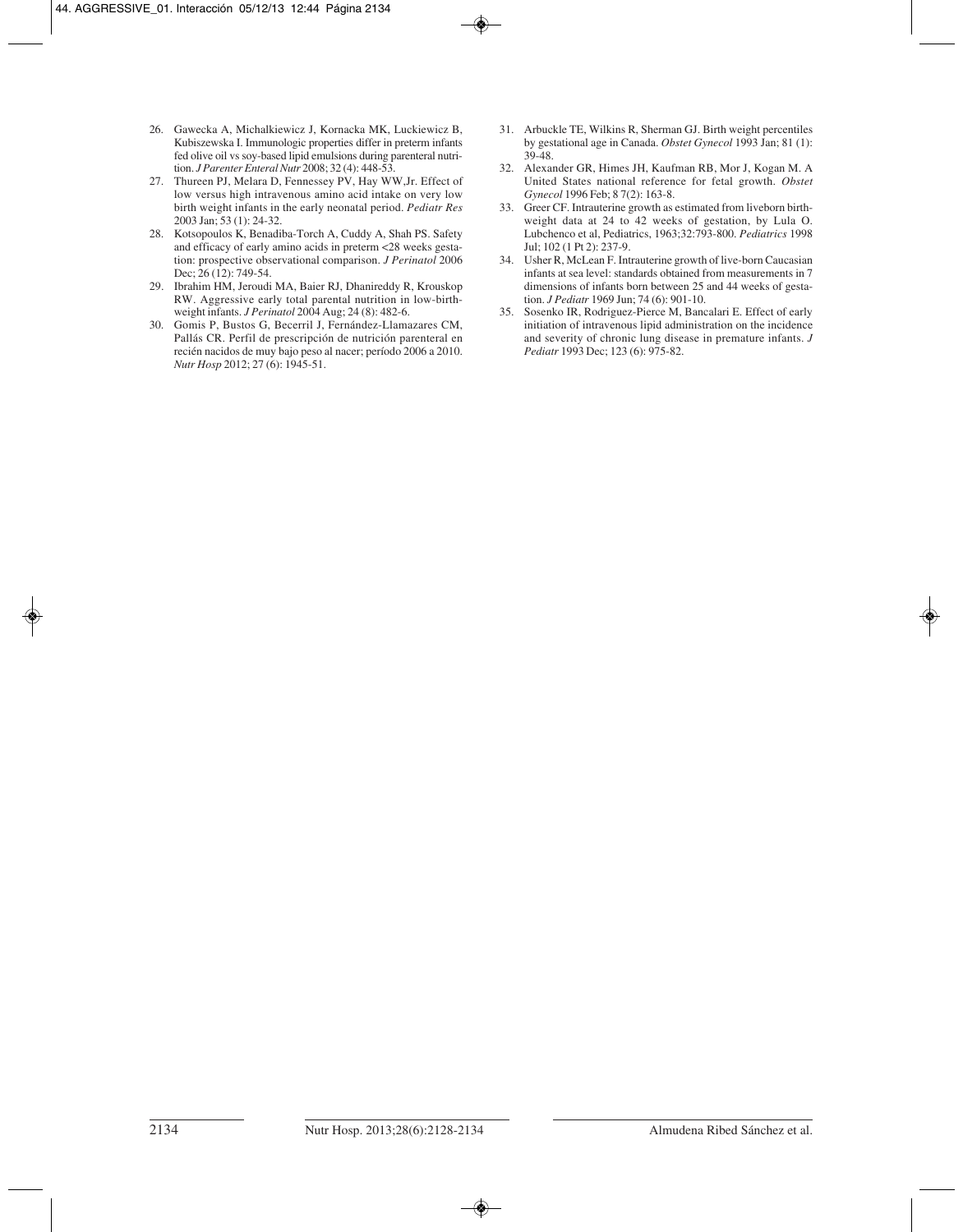26. Gawecka A, Michalkiewicz J, Kornacka MK, Luckiewicz B, Kubiszewska I. Immunologic properties differ in preterm infants fed olive oil vs soy-based lipid emulsions during parenteral nutrition. *J Parenter Enteral Nutr* 2008; 32 (4): 448-53.
27. Thureen PJ, Melara D, Fennessey PV, Hay WW,Jr. Effect of low versus high intravenous amino acid intake on very low birth weight infants in the early neonatal period. *Pediatr Res* 2003 Jan; 53 (1): 24-32.
28. Kotsopoulos K, Benadiba-Torch A, Cuddy A, Shah PS. Safety and efficacy of early amino acids in preterm <28 weeks gestation: prospective observational comparison. *J Perinatol* 2006 Dec; 26 (12): 749-54.
29. Ibrahim HM, Jeroudi MA, Baier RJ, Dhanireddy R, Krouskop RW. Aggressive early total parental nutrition in low-birth-weight infants. *J Perinatol* 2004 Aug; 24 (8): 482-6.
30. Gomis P, Bustos G, Becerril J, Fernández-Llamazares CM, Pallás CR. Perfil de prescripción de nutrición parenteral en recién nacidos de muy bajo peso al nacer; período 2006 a 2010. *Nutr Hosp* 2012; 27 (6): 1945-51.
31. Arbuckle TE, Wilkins R, Sherman GJ. Birth weight percentiles by gestational age in Canada. *Obstet Gynecol* 1993 Jan; 81 (1): 39-48.
32. Alexander GR, Himes JH, Kaufman RB, Mor J, Kogan M. A United States national reference for fetal growth. *Obstet Gynecol* 1996 Feb; 8 7(2): 163-8.
33. Greer CF. Intrauterine growth as estimated from liveborn birthweight data at 24 to 42 weeks of gestation, by Lula O. Lubchenco et al, Pediatrics, 1963;32:793-800. *Pediatrics* 1998 Jul; 102 (1 Pt 2): 237-9.
34. Usher R, McLean F. Intrauterine growth of live-born Caucasian infants at sea level: standards obtained from measurements in 7 dimensions of infants born between 25 and 44 weeks of gestation. *J Pediatr* 1969 Jun; 74 (6): 901-10.
35. Sosenko IR, Rodriguez-Pierce M, Bancalari E. Effect of early initiation of intravenous lipid administration on the incidence and severity of chronic lung disease in premature infants. *J Pediatr* 1993 Dec; 123 (6): 975-82.